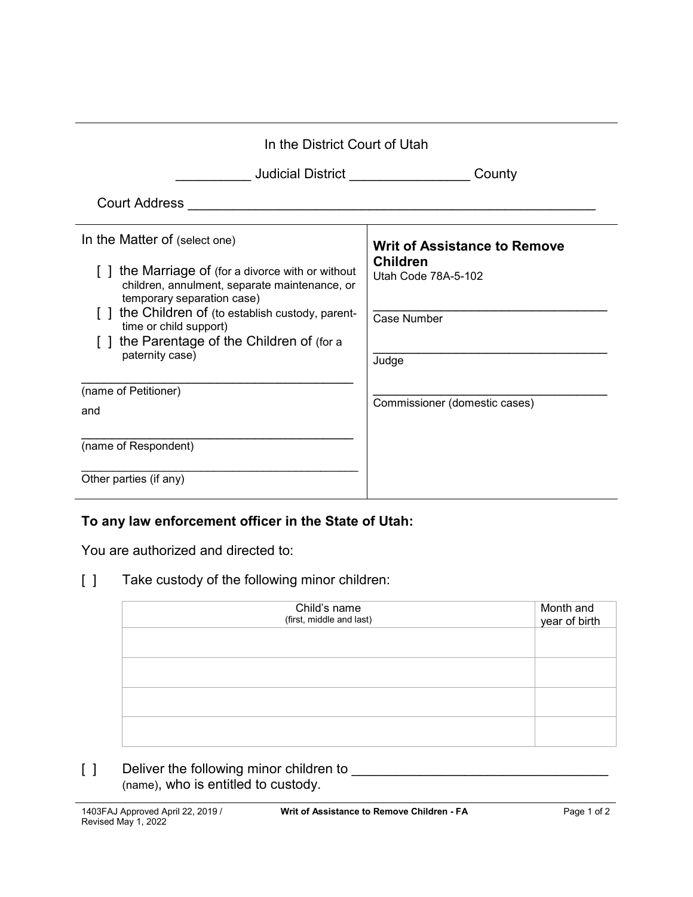In the District Court of Utah

__________ Judicial District ________________ County

Court Address ________________________________________________________

| In the Matter of (select one) | Writ of Assistance to Remove Children |
|---|---|
| [ ] the Marriage of (for a divorce with or without children, annulment, separate maintenance, or temporary separation case) | Utah Code 78A-5-102 |
| [ ] the Children of (to establish custody, parent-time or child support) | ___________________________________ Case Number |
| [ ] the Parentage of the Children of (for a paternity case) | ___________________________________ Judge |
| ______________________________________ (name of Petitioner) | ___________________________________ Commissioner (domestic cases) |
| and | |
| ______________________________________ (name of Respondent) | |
| ________________________________________ Other parties (if any) | |

**To any law enforcement officer in the State of Utah:**

You are authorized and directed to:

[ ] Take custody of the following minor children:

| Child's name (first, middle and last) | Month and year of birth |
|---|---|
| | |
| | |
| | |
| | |

[ ] Deliver the following minor children to __________________________________ (name), who is entitled to custody.

1403FAJ Approved April 22, 2019 / Revised May 1, 2022 — Writ of Assistance to Remove Children - FA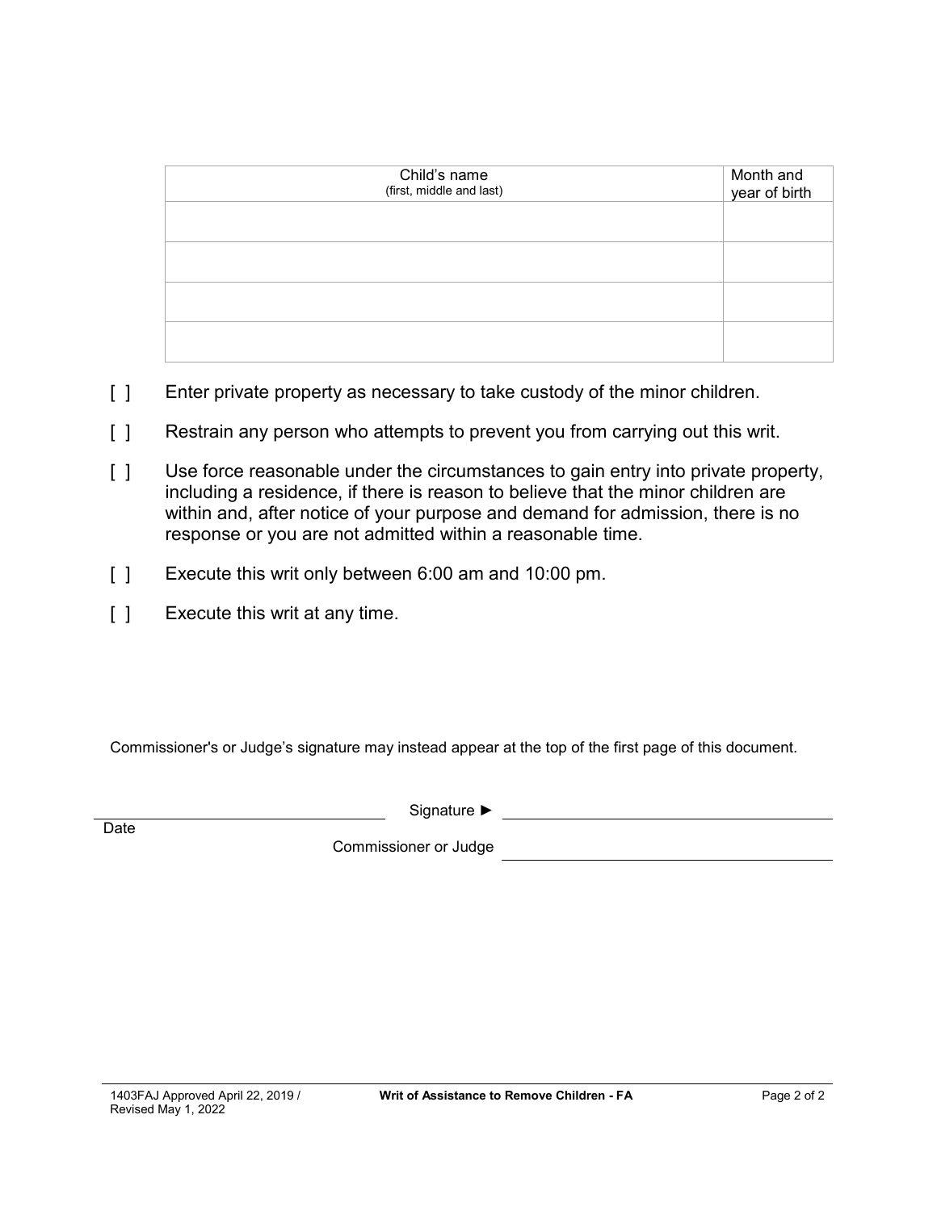| Child's name (first, middle and last) | Month and year of birth |
|---|---|
| | |
| | |
| | |
| | |

[ ] Enter private property as necessary to take custody of the minor children.

[ ] Restrain any person who attempts to prevent you from carrying out this writ.

[ ] Use force reasonable under the circumstances to gain entry into private property, including a residence, if there is reason to believe that the minor children are within and, after notice of your purpose and demand for admission, there is no response or you are not admitted within a reasonable time.

[ ] Execute this writ only between 6:00 am and 10:00 pm.

[ ] Execute this writ at any time.

Commissioner's or Judge's signature may instead appear at the top of the first page of this document.

______________________ Signature ► ______________________

Date

Commissioner or Judge ______________________

1403FAJ Approved April 22, 2019 / Revised May 1, 2022 — **Writ of Assistance to Remove Children - FA**